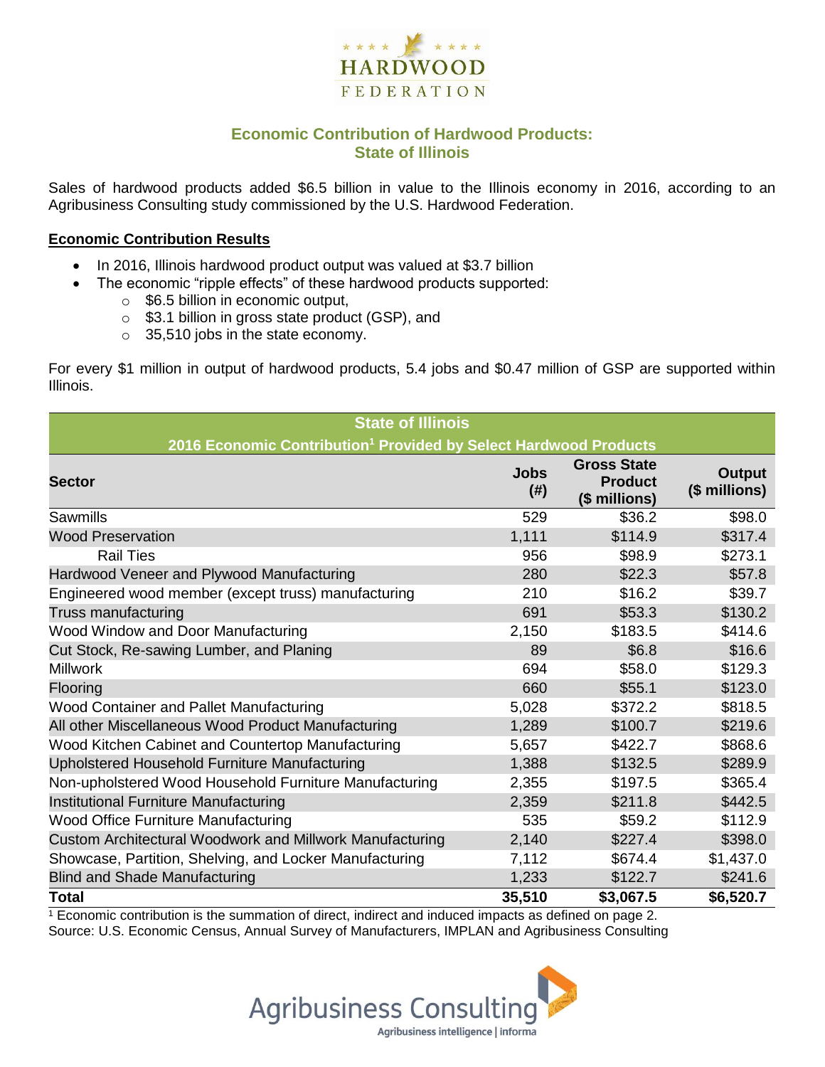HARDWOOD FEDERATION

## Economic Contribution of Hardwood Products: State of Illinois

Sales of hardwood products added $6.5 billion in value to the Illinois economy in 2016, according to an Agribusiness Consulting study commissioned by the U.S. Hardwood Federation.

### Economic Contribution Results

- In 2016, Illinois hardwood product output was valued at $3.7 billion
- The economic "ripple effects" of these hardwood products supported:
  - $6.5 billion in economic output,
  - $3.1 billion in gross state product (GSP), and
  - 35,510 jobs in the state economy.

For every $1 million in output of hardwood products, 5.4 jobs and $0.47 million of GSP are supported within Illinois.

| State of Illinois<br>2016 Economic Contribution[1] Provided by Select Hardwood Products | | | |
|---|---|---|---|
| **Sector** | **Jobs (#)** | **Gross State Product ($ millions)** | **Output ($ millions)** |
| Sawmills | 529 | $36.2 | $98.0 |
| Wood Preservation | 1,111 | $114.9 | $317.4 |
| Rail Ties | 956 | $98.9 | $273.1 |
| Hardwood Veneer and Plywood Manufacturing | 280 | $22.3 | $57.8 |
| Engineered wood member (except truss) manufacturing | 210 | $16.2 | $39.7 |
| Truss manufacturing | 691 | $53.3 | $130.2 |
| Wood Window and Door Manufacturing | 2,150 | $183.5 | $414.6 |
| Cut Stock, Re-sawing Lumber, and Planing | 89 | $6.8 | $16.6 |
| Millwork | 694 | $58.0 | $129.3 |
| Flooring | 660 | $55.1 | $123.0 |
| Wood Container and Pallet Manufacturing | 5,028 | $372.2 | $818.5 |
| All other Miscellaneous Wood Product Manufacturing | 1,289 | $100.7 | $219.6 |
| Wood Kitchen Cabinet and Countertop Manufacturing | 5,657 | $422.7 | $868.6 |
| Upholstered Household Furniture Manufacturing | 1,388 | $132.5 | $289.9 |
| Non-upholstered Wood Household Furniture Manufacturing | 2,355 | $197.5 | $365.4 |
| Institutional Furniture Manufacturing | 2,359 | $211.8 | $442.5 |
| Wood Office Furniture Manufacturing | 535 | $59.2 | $112.9 |
| Custom Architectural Woodwork and Millwork Manufacturing | 2,140 | $227.4 | $398.0 |
| Showcase, Partition, Shelving, and Locker Manufacturing | 7,112 | $674.4 | $1,437.0 |
| Blind and Shade Manufacturing | 1,233 | $122.7 | $241.6 |
| **Total** | **35,510** | **$3,067.5** | **$6,520.7** |

[1] Economic contribution is the summation of direct, indirect and induced impacts as defined on page 2.
Source: U.S. Economic Census, Annual Survey of Manufacturers, IMPLAN and Agribusiness Consulting

Agribusiness Consulting
Agribusiness intelligence | informa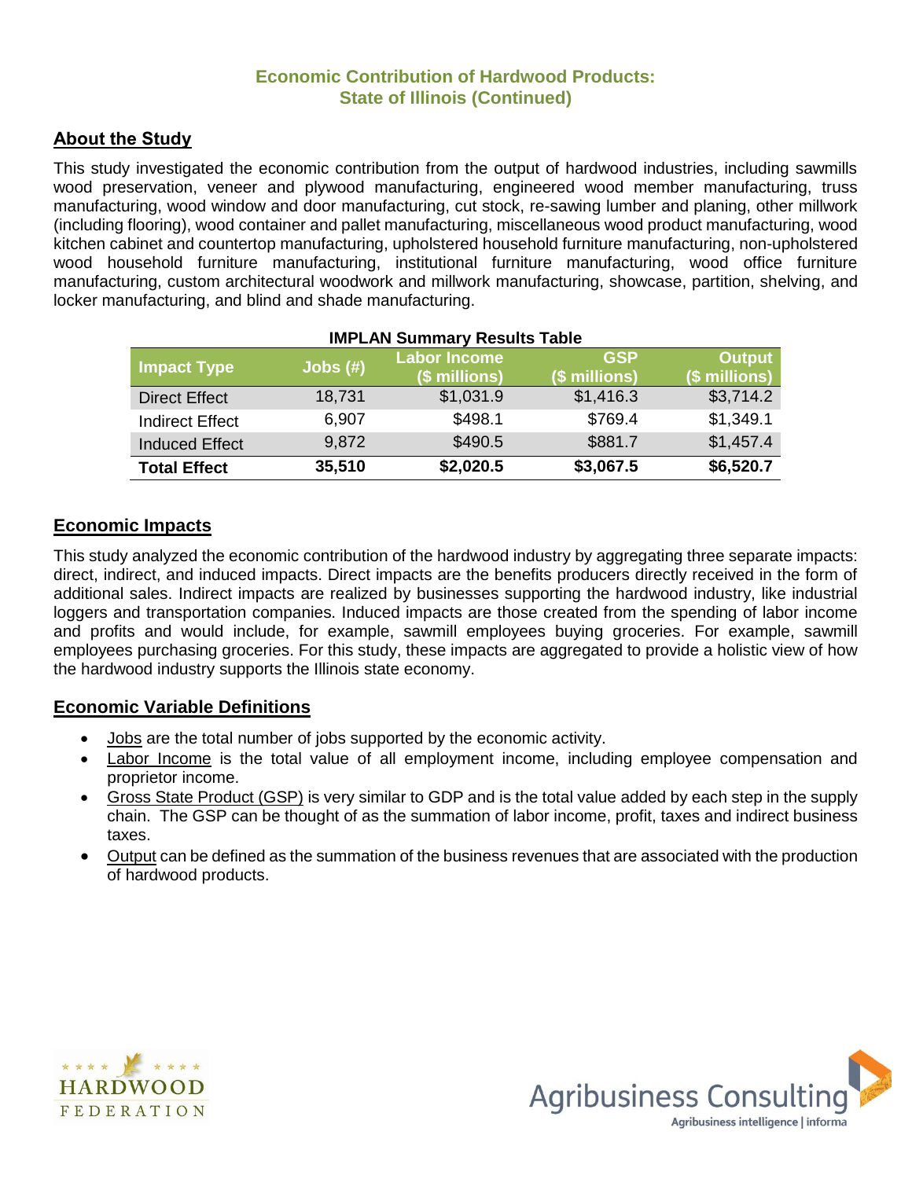## Economic Contribution of Hardwood Products: State of Illinois (Continued)

### About the Study

This study investigated the economic contribution from the output of hardwood industries, including sawmills wood preservation, veneer and plywood manufacturing, engineered wood member manufacturing, truss manufacturing, wood window and door manufacturing, cut stock, re-sawing lumber and planing, other millwork (including flooring), wood container and pallet manufacturing, miscellaneous wood product manufacturing, wood kitchen cabinet and countertop manufacturing, upholstered household furniture manufacturing, non-upholstered wood household furniture manufacturing, institutional furniture manufacturing, wood office furniture manufacturing, custom architectural woodwork and millwork manufacturing, showcase, partition, shelving, and locker manufacturing, and blind and shade manufacturing.

**IMPLAN Summary Results Table**

| Impact Type | Jobs (#) | Labor Income ($ millions) | GSP ($ millions) | Output ($ millions) |
|---|---|---|---|---|
| Direct Effect | 18,731 | $1,031.9 | $1,416.3 | $3,714.2 |
| Indirect Effect | 6,907 | $498.1 | $769.4 | $1,349.1 |
| Induced Effect | 9,872 | $490.5 | $881.7 | $1,457.4 |
| **Total Effect** | **35,510** | **$2,020.5** | **$3,067.5** | **$6,520.7** |

### Economic Impacts

This study analyzed the economic contribution of the hardwood industry by aggregating three separate impacts: direct, indirect, and induced impacts. Direct impacts are the benefits producers directly received in the form of additional sales. Indirect impacts are realized by businesses supporting the hardwood industry, like industrial loggers and transportation companies. Induced impacts are those created from the spending of labor income and profits and would include, for example, sawmill employees buying groceries. For example, sawmill employees purchasing groceries. For this study, these impacts are aggregated to provide a holistic view of how the hardwood industry supports the Illinois state economy.

### Economic Variable Definitions

- Jobs are the total number of jobs supported by the economic activity.
- Labor Income is the total value of all employment income, including employee compensation and proprietor income.
- Gross State Product (GSP) is very similar to GDP and is the total value added by each step in the supply chain. The GSP can be thought of as the summation of labor income, profit, taxes and indirect business taxes.
- Output can be defined as the summation of the business revenues that are associated with the production of hardwood products.

HARDWOOD FEDERATION

Agribusiness Consulting
Agribusiness intelligence | informa